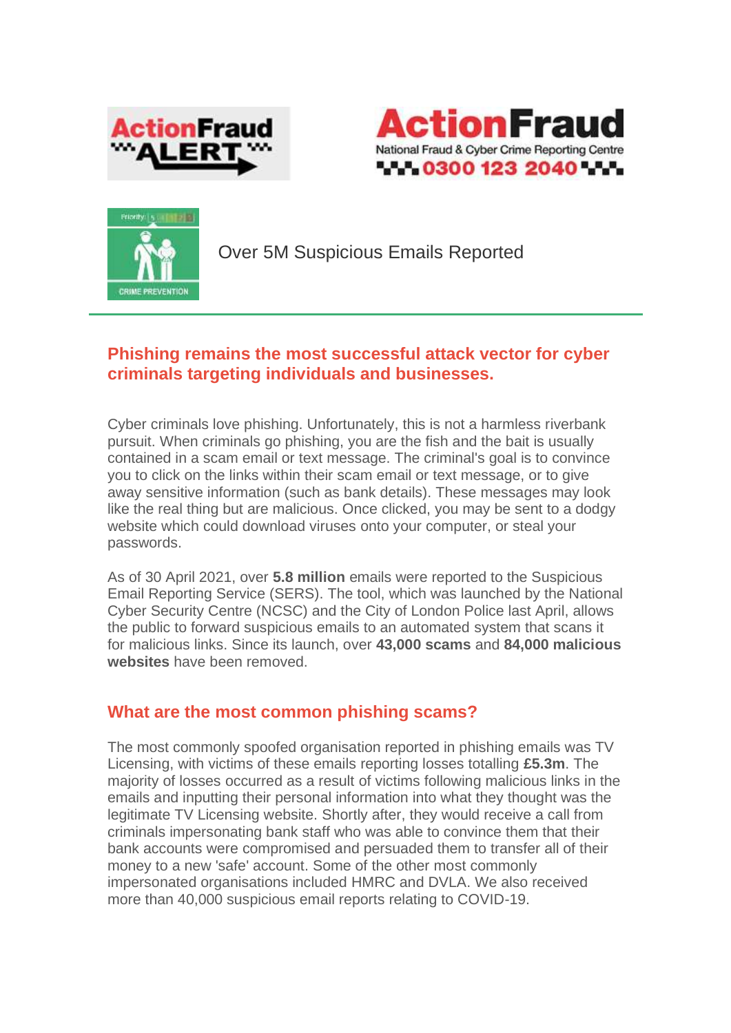ActionFraud ALERT

ActionFraud
National Fraud & Cyber Crime Reporting Centre
0300 123 2040

Priority: 5

CRIME PREVENTION

Over 5M Suspicious Emails Reported

## Phishing remains the most successful attack vector for cyber criminals targeting individuals and businesses.

Cyber criminals love phishing. Unfortunately, this is not a harmless riverbank pursuit. When criminals go phishing, you are the fish and the bait is usually contained in a scam email or text message. The criminal's goal is to convince you to click on the links within their scam email or text message, or to give away sensitive information (such as bank details). These messages may look like the real thing but are malicious. Once clicked, you may be sent to a dodgy website which could download viruses onto your computer, or steal your passwords.

As of 30 April 2021, over **5.8 million** emails were reported to the Suspicious Email Reporting Service (SERS). The tool, which was launched by the National Cyber Security Centre (NCSC) and the City of London Police last April, allows the public to forward suspicious emails to an automated system that scans it for malicious links. Since its launch, over **43,000 scams** and **84,000 malicious websites** have been removed.

## What are the most common phishing scams?

The most commonly spoofed organisation reported in phishing emails was TV Licensing, with victims of these emails reporting losses totalling **£5.3m**. The majority of losses occurred as a result of victims following malicious links in the emails and inputting their personal information into what they thought was the legitimate TV Licensing website. Shortly after, they would receive a call from criminals impersonating bank staff who was able to convince them that their bank accounts were compromised and persuaded them to transfer all of their money to a new 'safe' account. Some of the other most commonly impersonated organisations included HMRC and DVLA. We also received more than 40,000 suspicious email reports relating to COVID-19.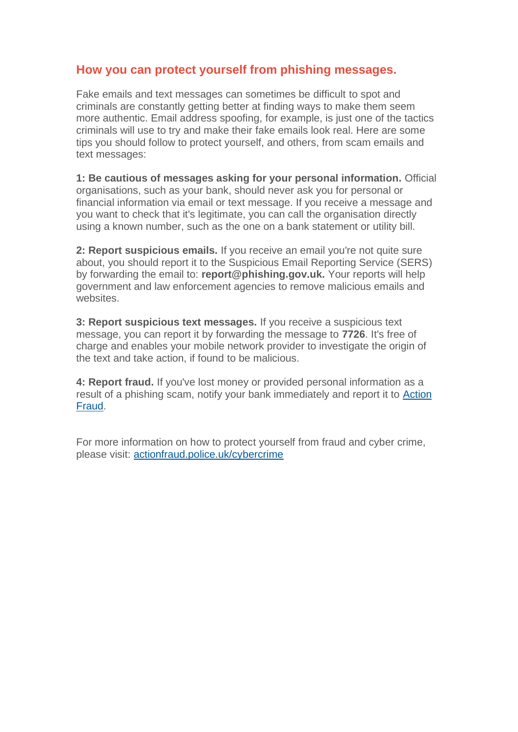## How you can protect yourself from phishing messages.

Fake emails and text messages can sometimes be difficult to spot and criminals are constantly getting better at finding ways to make them seem more authentic. Email address spoofing, for example, is just one of the tactics criminals will use to try and make their fake emails look real. Here are some tips you should follow to protect yourself, and others, from scam emails and text messages:

**1: Be cautious of messages asking for your personal information.** Official organisations, such as your bank, should never ask you for personal or financial information via email or text message. If you receive a message and you want to check that it's legitimate, you can call the organisation directly using a known number, such as the one on a bank statement or utility bill.

**2: Report suspicious emails.** If you receive an email you're not quite sure about, you should report it to the Suspicious Email Reporting Service (SERS) by forwarding the email to: **report@phishing.gov.uk.** Your reports will help government and law enforcement agencies to remove malicious emails and websites.

**3: Report suspicious text messages.** If you receive a suspicious text message, you can report it by forwarding the message to **7726**. It's free of charge and enables your mobile network provider to investigate the origin of the text and take action, if found to be malicious.

**4: Report fraud.** If you've lost money or provided personal information as a result of a phishing scam, notify your bank immediately and report it to Action Fraud.

For more information on how to protect yourself from fraud and cyber crime, please visit: actionfraud.police.uk/cybercrime